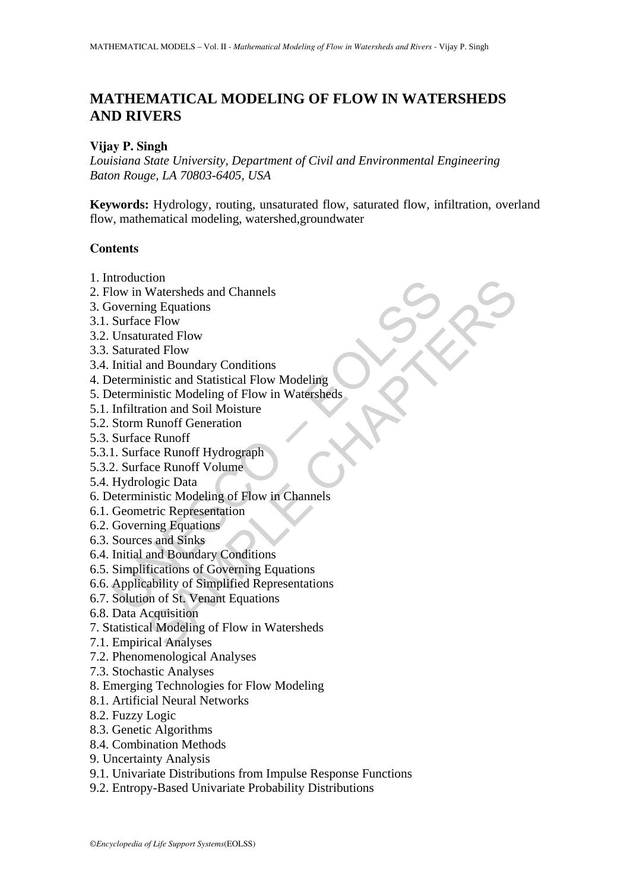# MATHEMATICAL MODELING OF FLOW IN WATERSHEDS AND RIVERS

**Vijay P. Singh**

*Louisiana State University, Department of Civil and Environmental Engineering*
*Baton Rouge, LA 70803-6405, USA*

**Keywords:** Hydrology, routing, unsaturated flow, saturated flow, infiltration, overland flow, mathematical modeling, watershed,groundwater

## Contents

1. Introduction
2. Flow in Watersheds and Channels
3. Governing Equations
3.1. Surface Flow
3.2. Unsaturated Flow
3.3. Saturated Flow
3.4. Initial and Boundary Conditions
4. Deterministic and Statistical Flow Modeling
5. Deterministic Modeling of Flow in Watersheds
5.1. Infiltration and Soil Moisture
5.2. Storm Runoff Generation
5.3. Surface Runoff
5.3.1. Surface Runoff Hydrograph
5.3.2. Surface Runoff Volume
5.4. Hydrologic Data
6. Deterministic Modeling of Flow in Channels
6.1. Geometric Representation
6.2. Governing Equations
6.3. Sources and Sinks
6.4. Initial and Boundary Conditions
6.5. Simplifications of Governing Equations
6.6. Applicability of Simplified Representations
6.7. Solution of St. Venant Equations
6.8. Data Acquisition
7. Statistical Modeling of Flow in Watersheds
7.1. Empirical Analyses
7.2. Phenomenological Analyses
7.3. Stochastic Analyses
8. Emerging Technologies for Flow Modeling
8.1. Artificial Neural Networks
8.2. Fuzzy Logic
8.3. Genetic Algorithms
8.4. Combination Methods
9. Uncertainty Analysis
9.1. Univariate Distributions from Impulse Response Functions
9.2. Entropy-Based Univariate Probability Distributions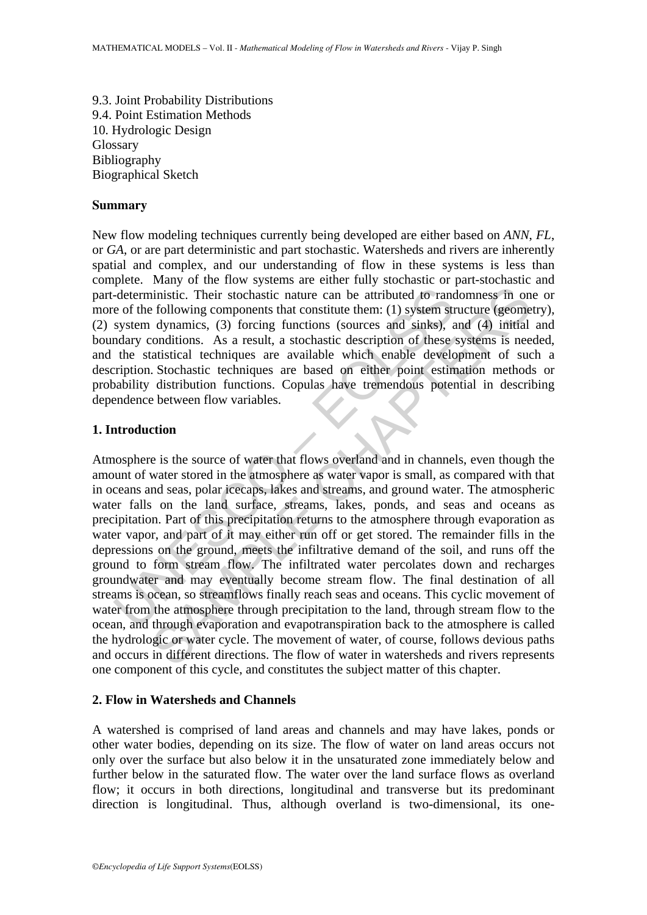9.3. Joint Probability Distributions
9.4. Point Estimation Methods
10. Hydrologic Design
Glossary
Bibliography
Biographical Sketch

## Summary

New flow modeling techniques currently being developed are either based on *ANN*, *FL*, or *GA*, or are part deterministic and part stochastic. Watersheds and rivers are inherently spatial and complex, and our understanding of flow in these systems is less than complete. Many of the flow systems are either fully stochastic or part-stochastic and part-deterministic. Their stochastic nature can be attributed to randomness in one or more of the following components that constitute them: (1) system structure (geometry), (2) system dynamics, (3) forcing functions (sources and sinks), and (4) initial and boundary conditions. As a result, a stochastic description of these systems is needed, and the statistical techniques are available which enable development of such a description. Stochastic techniques are based on either point estimation methods or probability distribution functions. Copulas have tremendous potential in describing dependence between flow variables.

## 1. Introduction

Atmosphere is the source of water that flows overland and in channels, even though the amount of water stored in the atmosphere as water vapor is small, as compared with that in oceans and seas, polar icecaps, lakes and streams, and ground water. The atmospheric water falls on the land surface, streams, lakes, ponds, and seas and oceans as precipitation. Part of this precipitation returns to the atmosphere through evaporation as water vapor, and part of it may either run off or get stored. The remainder fills in the depressions on the ground, meets the infiltrative demand of the soil, and runs off the ground to form stream flow. The infiltrated water percolates down and recharges groundwater and may eventually become stream flow. The final destination of all streams is ocean, so streamflows finally reach seas and oceans. This cyclic movement of water from the atmosphere through precipitation to the land, through stream flow to the ocean, and through evaporation and evapotranspiration back to the atmosphere is called the hydrologic or water cycle. The movement of water, of course, follows devious paths and occurs in different directions. The flow of water in watersheds and rivers represents one component of this cycle, and constitutes the subject matter of this chapter.

## 2. Flow in Watersheds and Channels

A watershed is comprised of land areas and channels and may have lakes, ponds or other water bodies, depending on its size. The flow of water on land areas occurs not only over the surface but also below it in the unsaturated zone immediately below and further below in the saturated flow. The water over the land surface flows as overland flow; it occurs in both directions, longitudinal and transverse but its predominant direction is longitudinal. Thus, although overland is two-dimensional, its one-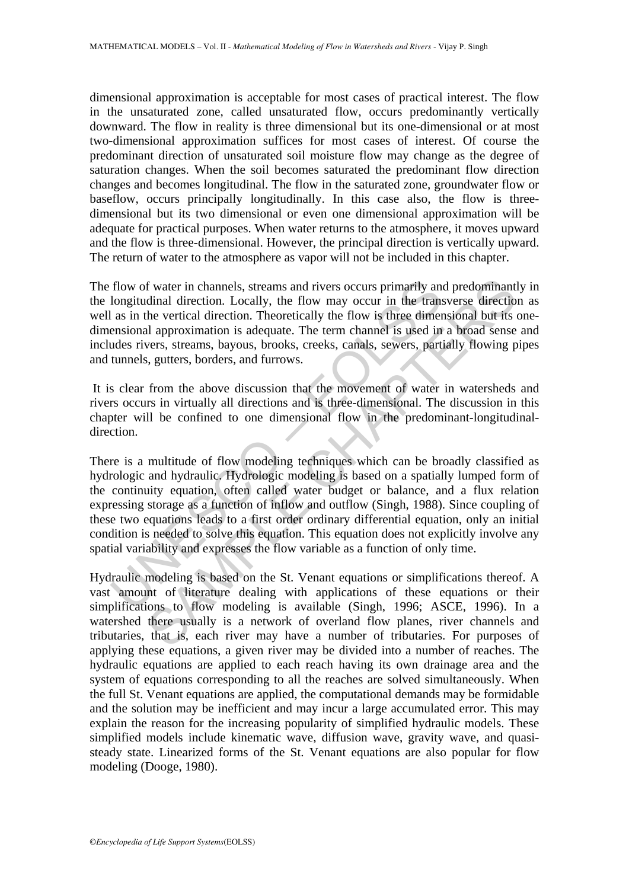dimensional approximation is acceptable for most cases of practical interest. The flow in the unsaturated zone, called unsaturated flow, occurs predominantly vertically downward. The flow in reality is three dimensional but its one-dimensional or at most two-dimensional approximation suffices for most cases of interest. Of course the predominant direction of unsaturated soil moisture flow may change as the degree of saturation changes. When the soil becomes saturated the predominant flow direction changes and becomes longitudinal. The flow in the saturated zone, groundwater flow or baseflow, occurs principally longitudinally. In this case also, the flow is three-dimensional but its two dimensional or even one dimensional approximation will be adequate for practical purposes. When water returns to the atmosphere, it moves upward and the flow is three-dimensional. However, the principal direction is vertically upward. The return of water to the atmosphere as vapor will not be included in this chapter.

The flow of water in channels, streams and rivers occurs primarily and predominantly in the longitudinal direction. Locally, the flow may occur in the transverse direction as well as in the vertical direction. Theoretically the flow is three dimensional but its one-dimensional approximation is adequate. The term channel is used in a broad sense and includes rivers, streams, bayous, brooks, creeks, canals, sewers, partially flowing pipes and tunnels, gutters, borders, and furrows.

It is clear from the above discussion that the movement of water in watersheds and rivers occurs in virtually all directions and is three-dimensional. The discussion in this chapter will be confined to one dimensional flow in the predominant-longitudinal-direction.

There is a multitude of flow modeling techniques which can be broadly classified as hydrologic and hydraulic. Hydrologic modeling is based on a spatially lumped form of the continuity equation, often called water budget or balance, and a flux relation expressing storage as a function of inflow and outflow (Singh, 1988). Since coupling of these two equations leads to a first order ordinary differential equation, only an initial condition is needed to solve this equation. This equation does not explicitly involve any spatial variability and expresses the flow variable as a function of only time.

Hydraulic modeling is based on the St. Venant equations or simplifications thereof. A vast amount of literature dealing with applications of these equations or their simplifications to flow modeling is available (Singh, 1996; ASCE, 1996). In a watershed there usually is a network of overland flow planes, river channels and tributaries, that is, each river may have a number of tributaries. For purposes of applying these equations, a given river may be divided into a number of reaches. The hydraulic equations are applied to each reach having its own drainage area and the system of equations corresponding to all the reaches are solved simultaneously. When the full St. Venant equations are applied, the computational demands may be formidable and the solution may be inefficient and may incur a large accumulated error. This may explain the reason for the increasing popularity of simplified hydraulic models. These simplified models include kinematic wave, diffusion wave, gravity wave, and quasi-steady state. Linearized forms of the St. Venant equations are also popular for flow modeling (Dooge, 1980).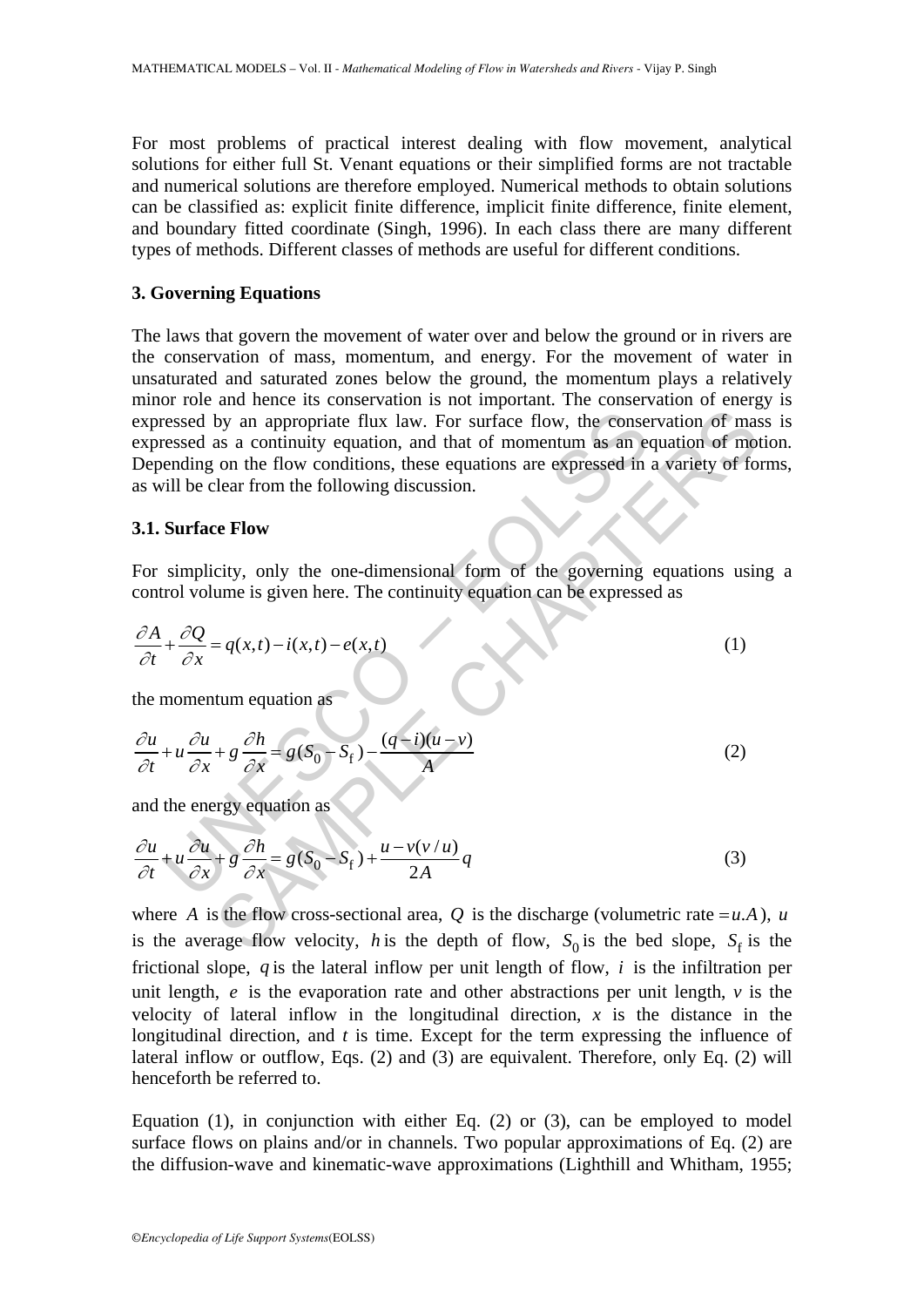For most problems of practical interest dealing with flow movement, analytical solutions for either full St. Venant equations or their simplified forms are not tractable and numerical solutions are therefore employed. Numerical methods to obtain solutions can be classified as: explicit finite difference, implicit finite difference, finite element, and boundary fitted coordinate (Singh, 1996). In each class there are many different types of methods. Different classes of methods are useful for different conditions.

## 3. Governing Equations

The laws that govern the movement of water over and below the ground or in rivers are the conservation of mass, momentum, and energy. For the movement of water in unsaturated and saturated zones below the ground, the momentum plays a relatively minor role and hence its conservation is not important. The conservation of energy is expressed by an appropriate flux law. For surface flow, the conservation of mass is expressed as a continuity equation, and that of momentum as an equation of motion. Depending on the flow conditions, these equations are expressed in a variety of forms, as will be clear from the following discussion.

### 3.1. Surface Flow

For simplicity, only the one-dimensional form of the governing equations using a control volume is given here. The continuity equation can be expressed as

$$\frac{\partial A}{\partial t} + \frac{\partial Q}{\partial x} = q(x,t) - i(x,t) - e(x,t) \tag{1}$$

the momentum equation as

$$\frac{\partial u}{\partial t} + u\frac{\partial u}{\partial x} + g\frac{\partial h}{\partial x} = g(S_0 - S_\mathrm{f}) - \frac{(q-i)(u-v)}{A} \tag{2}$$

and the energy equation as

$$\frac{\partial u}{\partial t} + u\frac{\partial u}{\partial x} + g\frac{\partial h}{\partial x} = g(S_0 - S_\mathrm{f}) + \frac{u - v(v/u)}{2A}q \tag{3}$$

where $A$ is the flow cross-sectional area, $Q$ is the discharge (volumetric rate $= u.A$), $u$ is the average flow velocity, $h$ is the depth of flow, $S_0$ is the bed slope, $S_\mathrm{f}$ is the frictional slope, $q$ is the lateral inflow per unit length of flow, $i$ is the infiltration per unit length, $e$ is the evaporation rate and other abstractions per unit length, $v$ is the velocity of lateral inflow in the longitudinal direction, $x$ is the distance in the longitudinal direction, and $t$ is time. Except for the term expressing the influence of lateral inflow or outflow, Eqs. (2) and (3) are equivalent. Therefore, only Eq. (2) will henceforth be referred to.

Equation (1), in conjunction with either Eq. (2) or (3), can be employed to model surface flows on plains and/or in channels. Two popular approximations of Eq. (2) are the diffusion-wave and kinematic-wave approximations (Lighthill and Whitham, 1955;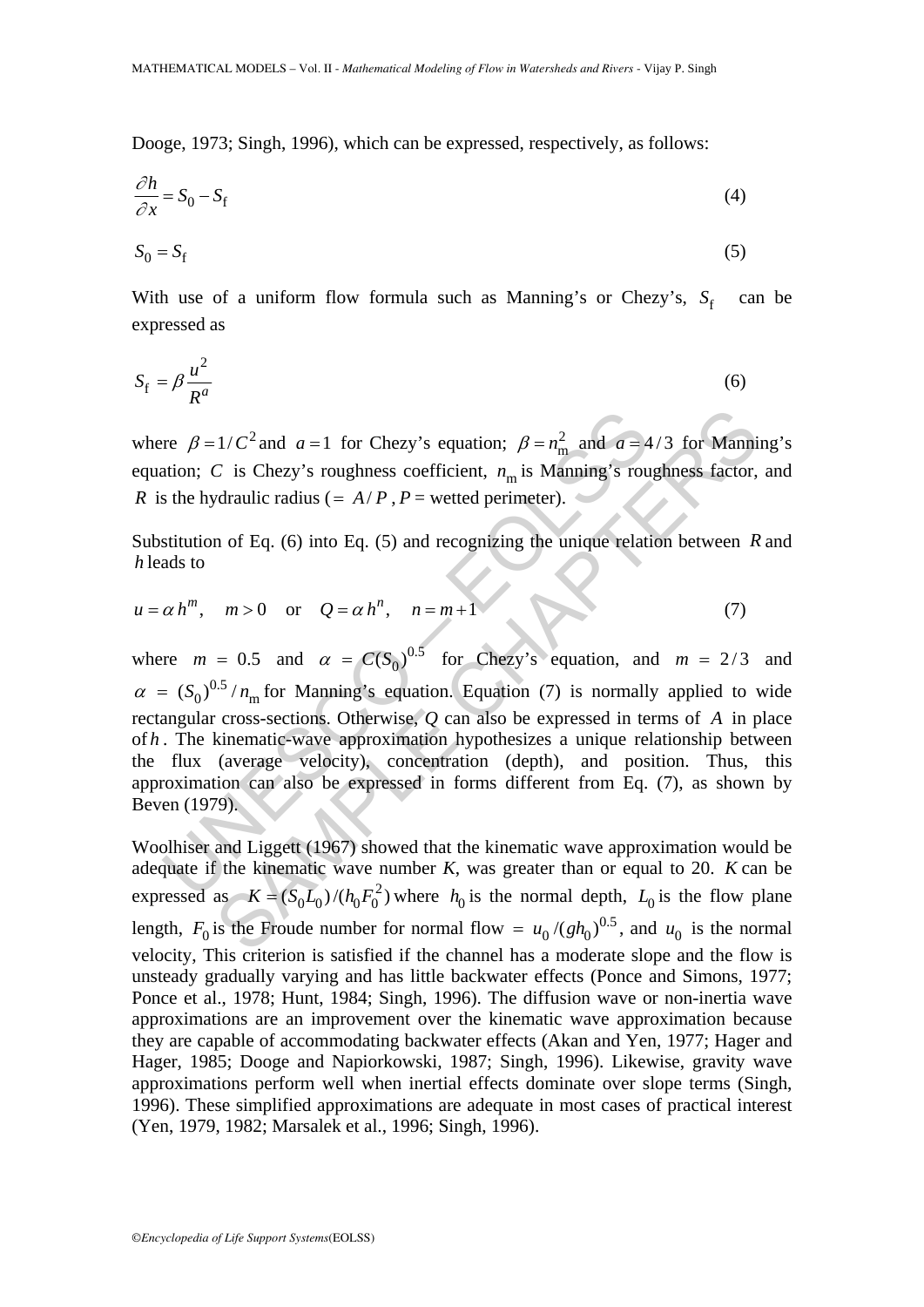Dooge, 1973; Singh, 1996), which can be expressed, respectively, as follows:

$$\frac{\partial h}{\partial x} = S_0 - S_f \tag{4}$$

$$S_0 = S_f \tag{5}$$

With use of a uniform flow formula such as Manning's or Chezy's, $S_f$ can be expressed as

$$S_f = \beta \frac{u^2}{R^a} \tag{6}$$

where $\beta = 1/C^2$ and $a = 1$ for Chezy's equation; $\beta = n_m^2$ and $a = 4/3$ for Manning's equation; $C$ is Chezy's roughness coefficient, $n_m$ is Manning's roughness factor, and $R$ is the hydraulic radius ($= A/P$, $P$ = wetted perimeter).

Substitution of Eq. (6) into Eq. (5) and recognizing the unique relation between $R$ and $h$ leads to

$$u = \alpha h^m, \quad m > 0 \quad \text{or} \quad Q = \alpha h^n, \quad n = m + 1 \tag{7}$$

where $m$ = 0.5 and $\alpha$ = $C(S_0)^{0.5}$ for Chezy's equation, and $m$ = $2/3$ and $\alpha$ = $(S_0)^{0.5}/n_m$ for Manning's equation. Equation (7) is normally applied to wide rectangular cross-sections. Otherwise, $Q$ can also be expressed in terms of $A$ in place of $h$. The kinematic-wave approximation hypothesizes a unique relationship between the flux (average velocity), concentration (depth), and position. Thus, this approximation can also be expressed in forms different from Eq. (7), as shown by Beven (1979).

Woolhiser and Liggett (1967) showed that the kinematic wave approximation would be adequate if the kinematic wave number $K$, was greater than or equal to 20. $K$ can be expressed as $K = (S_0 L_0)/(h_0 F_0^2)$ where $h_0$ is the normal depth, $L_0$ is the flow plane length, $F_0$ is the Froude number for normal flow = $u_0/(gh_0)^{0.5}$, and $u_0$ is the normal velocity, This criterion is satisfied if the channel has a moderate slope and the flow is unsteady gradually varying and has little backwater effects (Ponce and Simons, 1977; Ponce et al., 1978; Hunt, 1984; Singh, 1996). The diffusion wave or non-inertia wave approximations are an improvement over the kinematic wave approximation because they are capable of accommodating backwater effects (Akan and Yen, 1977; Hager and Hager, 1985; Dooge and Napiorkowski, 1987; Singh, 1996). Likewise, gravity wave approximations perform well when inertial effects dominate over slope terms (Singh, 1996). These simplified approximations are adequate in most cases of practical interest (Yen, 1979, 1982; Marsalek et al., 1996; Singh, 1996).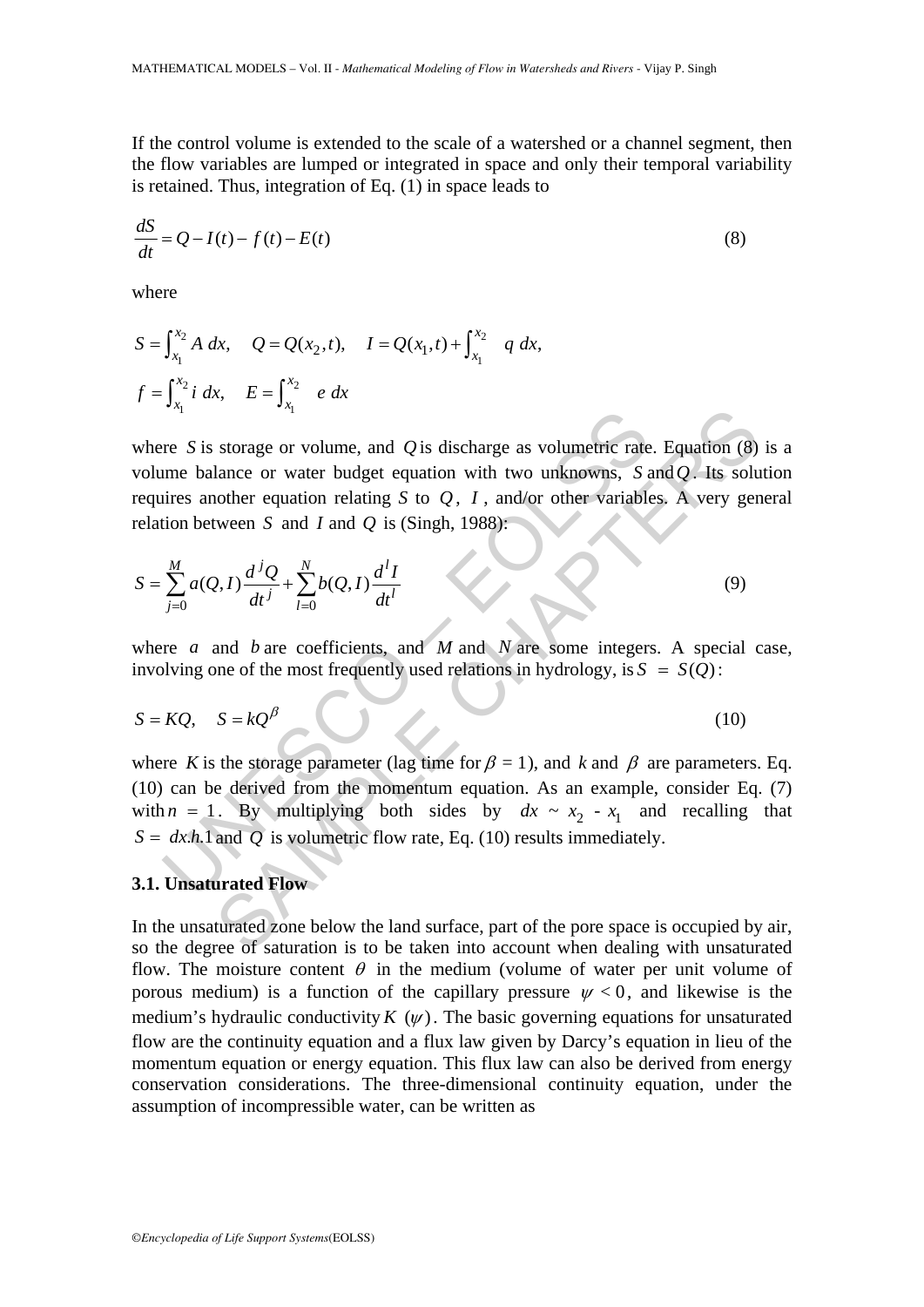If the control volume is extended to the scale of a watershed or a channel segment, then the flow variables are lumped or integrated in space and only their temporal variability is retained. Thus, integration of Eq. (1) in space leads to

$$\frac{dS}{dt} = Q - I(t) - f(t) - E(t) \tag{8}$$

where

$$S = \int_{x_1}^{x_2} A\, dx, \quad Q = Q(x_2, t), \quad I = Q(x_1, t) + \int_{x_1}^{x_2} q\, dx,$$

$$f = \int_{x_1}^{x_2} i\, dx, \quad E = \int_{x_1}^{x_2} e\, dx$$

where $S$ is storage or volume, and $Q$ is discharge as volumetric rate. Equation (8) is a volume balance or water budget equation with two unknowns, $S$ and $Q$. Its solution requires another equation relating $S$ to $Q$, $I$, and/or other variables. A very general relation between $S$ and $I$ and $Q$ is (Singh, 1988):

$$S = \sum_{j=0}^{M} a(Q, I) \frac{d^j Q}{dt^j} + \sum_{l=0}^{N} b(Q, I) \frac{d^l I}{dt^l} \tag{9}$$

where $a$ and $b$ are coefficients, and $M$ and $N$ are some integers. A special case, involving one of the most frequently used relations in hydrology, is $S = S(Q)$:

$$S = KQ, \quad S = kQ^{\beta} \tag{10}$$

where $K$ is the storage parameter (lag time for $\beta$ = 1), and $k$ and $\beta$ are parameters. Eq. (10) can be derived from the momentum equation. As an example, consider Eq. (7) with $n = 1$. By multiplying both sides by $dx \sim x_2 - x_1$ and recalling that $S = dx.h.1$ and $Q$ is volumetric flow rate, Eq. (10) results immediately.

### 3.1. Unsaturated Flow

In the unsaturated zone below the land surface, part of the pore space is occupied by air, so the degree of saturation is to be taken into account when dealing with unsaturated flow. The moisture content $\theta$ in the medium (volume of water per unit volume of porous medium) is a function of the capillary pressure $\psi < 0$, and likewise is the medium's hydraulic conductivity $K(\psi)$. The basic governing equations for unsaturated flow are the continuity equation and a flux law given by Darcy's equation in lieu of the momentum equation or energy equation. This flux law can also be derived from energy conservation considerations. The three-dimensional continuity equation, under the assumption of incompressible water, can be written as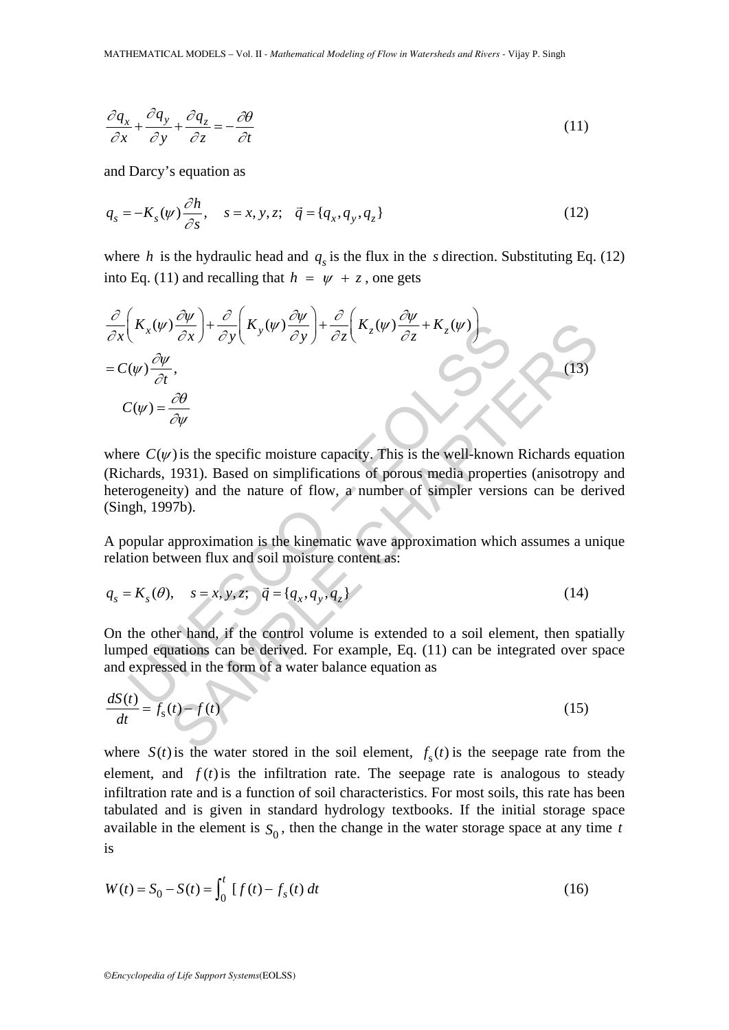$$\frac{\partial q_x}{\partial x} + \frac{\partial q_y}{\partial y} + \frac{\partial q_z}{\partial z} = -\frac{\partial \theta}{\partial t} \tag{11}$$

and Darcy's equation as

$$q_s = -K_s(\psi)\frac{\partial h}{\partial s}, \quad s = x, y, z; \quad \vec{q} = \{q_x, q_y, q_z\} \tag{12}$$

where $h$ is the hydraulic head and $q_s$ is the flux in the $s$ direction. Substituting Eq. (12) into Eq. (11) and recalling that $h = \psi + z$, one gets

$$\begin{aligned}
&\frac{\partial}{\partial x}\left(K_x(\psi)\frac{\partial \psi}{\partial x}\right) + \frac{\partial}{\partial y}\left(K_y(\psi)\frac{\partial \psi}{\partial y}\right) + \frac{\partial}{\partial z}\left(K_z(\psi)\frac{\partial \psi}{\partial z} + K_z(\psi)\right) \\
&= C(\psi)\frac{\partial \psi}{\partial t}, \\
&\quad C(\psi) = \frac{\partial \theta}{\partial \psi}
\end{aligned} \tag{13}$$

where $C(\psi)$ is the specific moisture capacity. This is the well-known Richards equation (Richards, 1931). Based on simplifications of porous media properties (anisotropy and heterogeneity) and the nature of flow, a number of simpler versions can be derived (Singh, 1997b).

A popular approximation is the kinematic wave approximation which assumes a unique relation between flux and soil moisture content as:

$$q_s = K_s(\theta), \quad s = x, y, z; \quad \vec{q} = \{q_x, q_y, q_z\} \tag{14}$$

On the other hand, if the control volume is extended to a soil element, then spatially lumped equations can be derived. For example, Eq. (11) can be integrated over space and expressed in the form of a water balance equation as

$$\frac{dS(t)}{dt} = f_s(t) - f(t) \tag{15}$$

where $S(t)$ is the water stored in the soil element, $f_s(t)$ is the seepage rate from the element, and $f(t)$ is the infiltration rate. The seepage rate is analogous to steady infiltration rate and is a function of soil characteristics. For most soils, this rate has been tabulated and is given in standard hydrology textbooks. If the initial storage space available in the element is $S_0$, then the change in the water storage space at any time $t$ is

$$W(t) = S_0 - S(t) = \int_0^t \,[\,f(t) - f_s(t)\,dt \tag{16}$$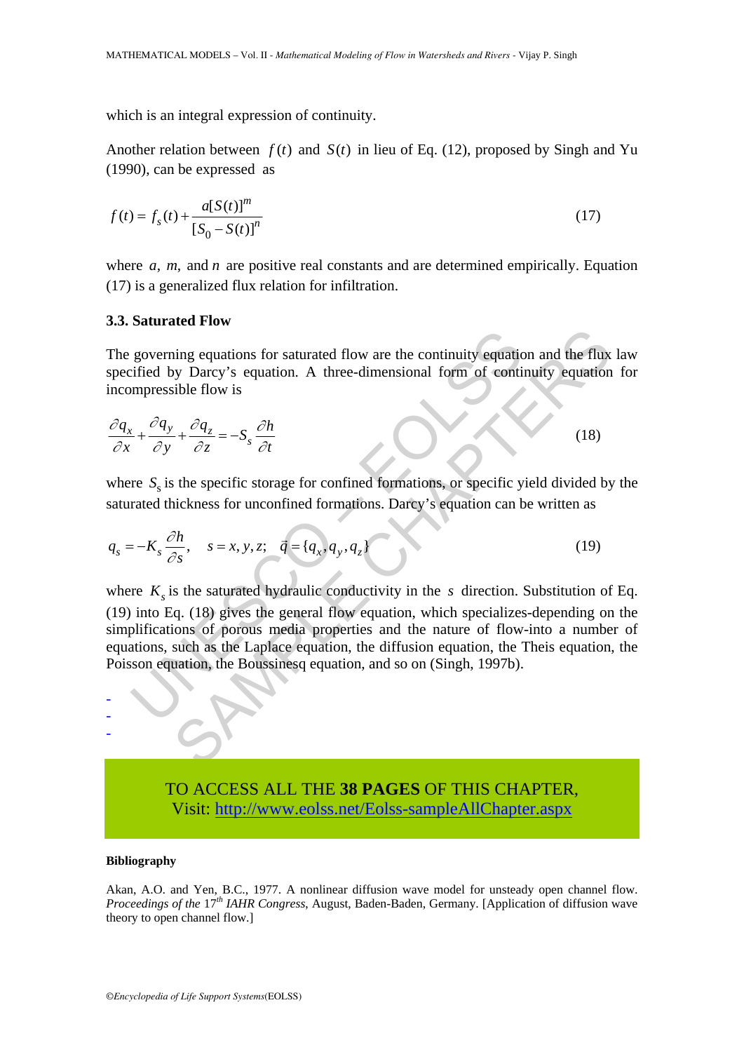which is an integral expression of continuity.

Another relation between $f(t)$ and $S(t)$ in lieu of Eq. (12), proposed by Singh and Yu (1990), can be expressed as

$$f(t) = f_s(t) + \frac{a[S(t)]^m}{[S_0 - S(t)]^n} \tag{17}$$

where $a$, $m$, and $n$ are positive real constants and are determined empirically. Equation (17) is a generalized flux relation for infiltration.

### 3.3. Saturated Flow

The governing equations for saturated flow are the continuity equation and the flux law specified by Darcy's equation. A three-dimensional form of continuity equation for incompressible flow is

$$\frac{\partial q_x}{\partial x} + \frac{\partial q_y}{\partial y} + \frac{\partial q_z}{\partial z} = -S_s \frac{\partial h}{\partial t} \tag{18}$$

where $S_s$ is the specific storage for confined formations, or specific yield divided by the saturated thickness for unconfined formations. Darcy's equation can be written as

$$q_s = -K_s \frac{\partial h}{\partial s}, \quad s = x, y, z; \quad \vec{q} = \{q_x, q_y, q_z\} \tag{19}$$

where $K_s$ is the saturated hydraulic conductivity in the $s$ direction. Substitution of Eq. (19) into Eq. (18) gives the general flow equation, which specializes-depending on the simplifications of porous media properties and the nature of flow-into a number of equations, such as the Laplace equation, the diffusion equation, the Theis equation, the Poisson equation, the Boussinesq equation, and so on (Singh, 1997b).

-
-
-

TO ACCESS ALL THE **38 PAGES** OF THIS CHAPTER,
Visit: http://www.eolss.net/Eolss-sampleAllChapter.aspx

#### Bibliography

Akan, A.O. and Yen, B.C., 1977. A nonlinear diffusion wave model for unsteady open channel flow. *Proceedings of the* 17th *IAHR Congress*, August, Baden-Baden, Germany. [Application of diffusion wave theory to open channel flow.]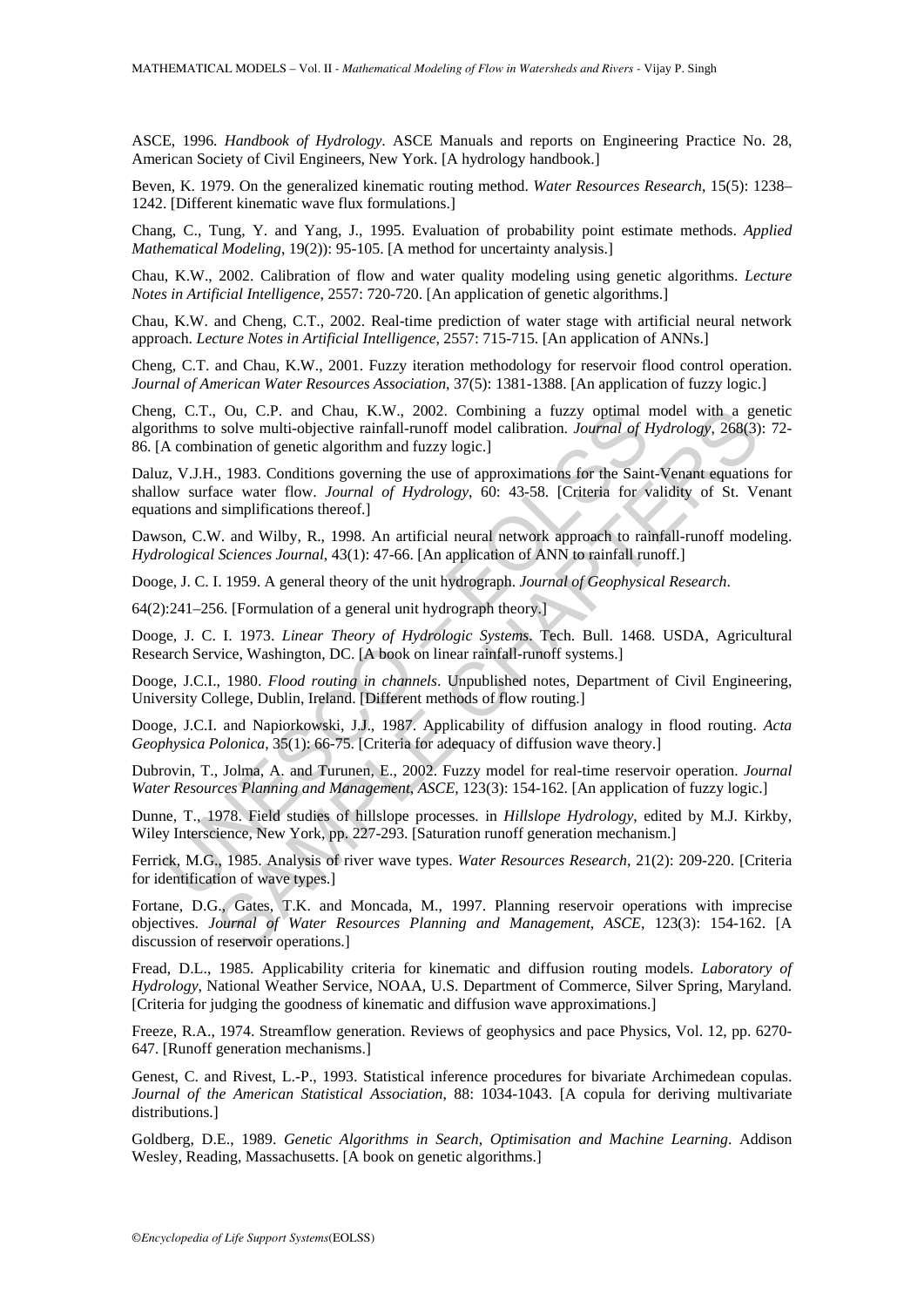ASCE, 1996. *Handbook of Hydrology*. ASCE Manuals and reports on Engineering Practice No. 28, American Society of Civil Engineers, New York. [A hydrology handbook.]

Beven, K. 1979. On the generalized kinematic routing method. *Water Resources Research*, 15(5): 1238–1242. [Different kinematic wave flux formulations.]

Chang, C., Tung, Y. and Yang, J., 1995. Evaluation of probability point estimate methods. *Applied Mathematical Modeling*, 19(2)): 95-105. [A method for uncertainty analysis.]

Chau, K.W., 2002. Calibration of flow and water quality modeling using genetic algorithms. *Lecture Notes in Artificial Intelligence*, 2557: 720-720. [An application of genetic algorithms.]

Chau, K.W. and Cheng, C.T., 2002. Real-time prediction of water stage with artificial neural network approach. *Lecture Notes in Artificial Intelligence*, 2557: 715-715. [An application of ANNs.]

Cheng, C.T. and Chau, K.W., 2001. Fuzzy iteration methodology for reservoir flood control operation. *Journal of American Water Resources Association*, 37(5): 1381-1388. [An application of fuzzy logic.]

Cheng, C.T., Ou, C.P. and Chau, K.W., 2002. Combining a fuzzy optimal model with a genetic algorithms to solve multi-objective rainfall-runoff model calibration. *Journal of Hydrology*, 268(3): 72-86. [A combination of genetic algorithm and fuzzy logic.]

Daluz, V.J.H., 1983. Conditions governing the use of approximations for the Saint-Venant equations for shallow surface water flow. *Journal of Hydrology*, 60: 43-58. [Criteria for validity of St. Venant equations and simplifications thereof.]

Dawson, C.W. and Wilby, R., 1998. An artificial neural network approach to rainfall-runoff modeling. *Hydrological Sciences Journal*, 43(1): 47-66. [An application of ANN to rainfall runoff.]

Dooge, J. C. I. 1959. A general theory of the unit hydrograph. *Journal of Geophysical Research*.

64(2):241–256. [Formulation of a general unit hydrograph theory.]

Dooge, J. C. I. 1973. *Linear Theory of Hydrologic Systems*. Tech. Bull. 1468. USDA, Agricultural Research Service, Washington, DC. [A book on linear rainfall-runoff systems.]

Dooge, J.C.I., 1980. *Flood routing in channels*. Unpublished notes, Department of Civil Engineering, University College, Dublin, Ireland. [Different methods of flow routing.]

Dooge, J.C.I. and Napiorkowski, J.J., 1987. Applicability of diffusion analogy in flood routing. *Acta Geophysica Polonica*, 35(1): 66-75. [Criteria for adequacy of diffusion wave theory.]

Dubrovin, T., Jolma, A. and Turunen, E., 2002. Fuzzy model for real-time reservoir operation. *Journal Water Resources Planning and Management, ASCE*, 123(3): 154-162. [An application of fuzzy logic.]

Dunne, T., 1978. Field studies of hillslope processes. in *Hillslope Hydrology*, edited by M.J. Kirkby, Wiley Interscience, New York, pp. 227-293. [Saturation runoff generation mechanism.]

Ferrick, M.G., 1985. Analysis of river wave types. *Water Resources Research*, 21(2): 209-220. [Criteria for identification of wave types.]

Fortane, D.G., Gates, T.K. and Moncada, M., 1997. Planning reservoir operations with imprecise objectives. *Journal of Water Resources Planning and Management, ASCE*, 123(3): 154-162. [A discussion of reservoir operations.]

Fread, D.L., 1985. Applicability criteria for kinematic and diffusion routing models. *Laboratory of Hydrology*, National Weather Service, NOAA, U.S. Department of Commerce, Silver Spring, Maryland. [Criteria for judging the goodness of kinematic and diffusion wave approximations.]

Freeze, R.A., 1974. Streamflow generation. Reviews of geophysics and pace Physics, Vol. 12, pp. 6270-647. [Runoff generation mechanisms.]

Genest, C. and Rivest, L.-P., 1993. Statistical inference procedures for bivariate Archimedean copulas. *Journal of the American Statistical Association*, 88: 1034-1043. [A copula for deriving multivariate distributions.]

Goldberg, D.E., 1989. *Genetic Algorithms in Search, Optimisation and Machine Learning*. Addison Wesley, Reading, Massachusetts. [A book on genetic algorithms.]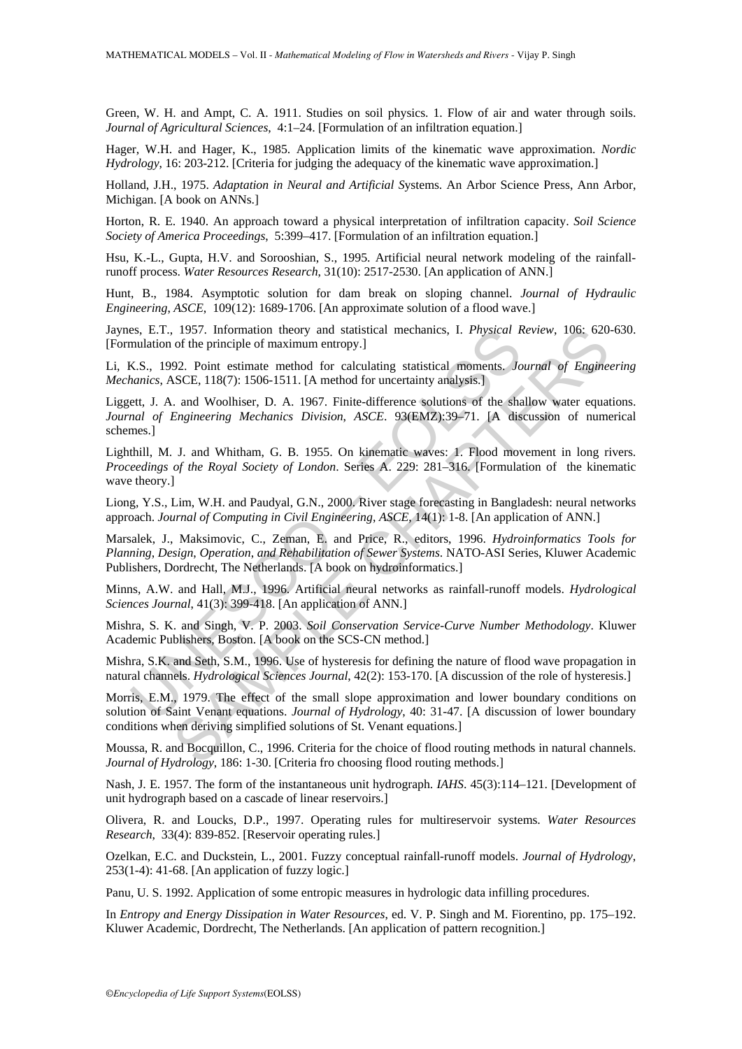Green, W. H. and Ampt, C. A. 1911. Studies on soil physics. 1. Flow of air and water through soils. *Journal of Agricultural Sciences*, 4:1–24. [Formulation of an infiltration equation.]

Hager, W.H. and Hager, K., 1985. Application limits of the kinematic wave approximation. *Nordic Hydrology*, 16: 203-212. [Criteria for judging the adequacy of the kinematic wave approximation.]

Holland, J.H., 1975. *Adaptation in Neural and Artificial Systems*. An Arbor Science Press, Ann Arbor, Michigan. [A book on ANNs.]

Horton, R. E. 1940. An approach toward a physical interpretation of infiltration capacity. *Soil Science Society of America Proceedings*, 5:399–417. [Formulation of an infiltration equation.]

Hsu, K.-L., Gupta, H.V. and Sorooshian, S., 1995. Artificial neural network modeling of the rainfall-runoff process. *Water Resources Research*, 31(10): 2517-2530. [An application of ANN.]

Hunt, B., 1984. Asymptotic solution for dam break on sloping channel. *Journal of Hydraulic Engineering, ASCE*, 109(12): 1689-1706. [An approximate solution of a flood wave.]

Jaynes, E.T., 1957. Information theory and statistical mechanics, I. *Physical Review*, 106: 620-630. [Formulation of the principle of maximum entropy.]

Li, K.S., 1992. Point estimate method for calculating statistical moments. *Journal of Engineering Mechanics*, ASCE, 118(7): 1506-1511. [A method for uncertainty analysis.]

Liggett, J. A. and Woolhiser, D. A. 1967. Finite-difference solutions of the shallow water equations. *Journal of Engineering Mechanics Division, ASCE*. 93(EMZ):39–71. [A discussion of numerical schemes.]

Lighthill, M. J. and Whitham, G. B. 1955. On kinematic waves: 1. Flood movement in long rivers. *Proceedings of the Royal Society of London*. Series A. 229: 281–316. [Formulation of the kinematic wave theory.]

Liong, Y.S., Lim, W.H. and Paudyal, G.N., 2000. River stage forecasting in Bangladesh: neural networks approach. *Journal of Computing in Civil Engineering, ASCE*, 14(1): 1-8. [An application of ANN.]

Marsalek, J., Maksimovic, C., Zeman, E. and Price, R., editors, 1996. *Hydroinformatics Tools for Planning, Design, Operation, and Rehabilitation of Sewer Systems*. NATO-ASI Series, Kluwer Academic Publishers, Dordrecht, The Netherlands. [A book on hydroinformatics.]

Minns, A.W. and Hall, M.J., 1996. Artificial neural networks as rainfall-runoff models. *Hydrological Sciences Journal*, 41(3): 399-418. [An application of ANN.]

Mishra, S. K. and Singh, V. P. 2003. *Soil Conservation Service-Curve Number Methodology*. Kluwer Academic Publishers, Boston. [A book on the SCS-CN method.]

Mishra, S.K. and Seth, S.M., 1996. Use of hysteresis for defining the nature of flood wave propagation in natural channels. *Hydrological Sciences Journal*, 42(2): 153-170. [A discussion of the role of hysteresis.]

Morris, E.M., 1979. The effect of the small slope approximation and lower boundary conditions on solution of Saint Venant equations. *Journal of Hydrology*, 40: 31-47. [A discussion of lower boundary conditions when deriving simplified solutions of St. Venant equations.]

Moussa, R. and Bocquillon, C., 1996. Criteria for the choice of flood routing methods in natural channels. *Journal of Hydrology*, 186: 1-30. [Criteria fro choosing flood routing methods.]

Nash, J. E. 1957. The form of the instantaneous unit hydrograph. *IAHS*. 45(3):114–121. [Development of unit hydrograph based on a cascade of linear reservoirs.]

Olivera, R. and Loucks, D.P., 1997. Operating rules for multireservoir systems. *Water Resources Research*, 33(4): 839-852. [Reservoir operating rules.]

Ozelkan, E.C. and Duckstein, L., 2001. Fuzzy conceptual rainfall-runoff models. *Journal of Hydrology*, 253(1-4): 41-68. [An application of fuzzy logic.]

Panu, U. S. 1992. Application of some entropic measures in hydrologic data infilling procedures.

In *Entropy and Energy Dissipation in Water Resources*, ed. V. P. Singh and M. Fiorentino, pp. 175–192. Kluwer Academic, Dordrecht, The Netherlands. [An application of pattern recognition.]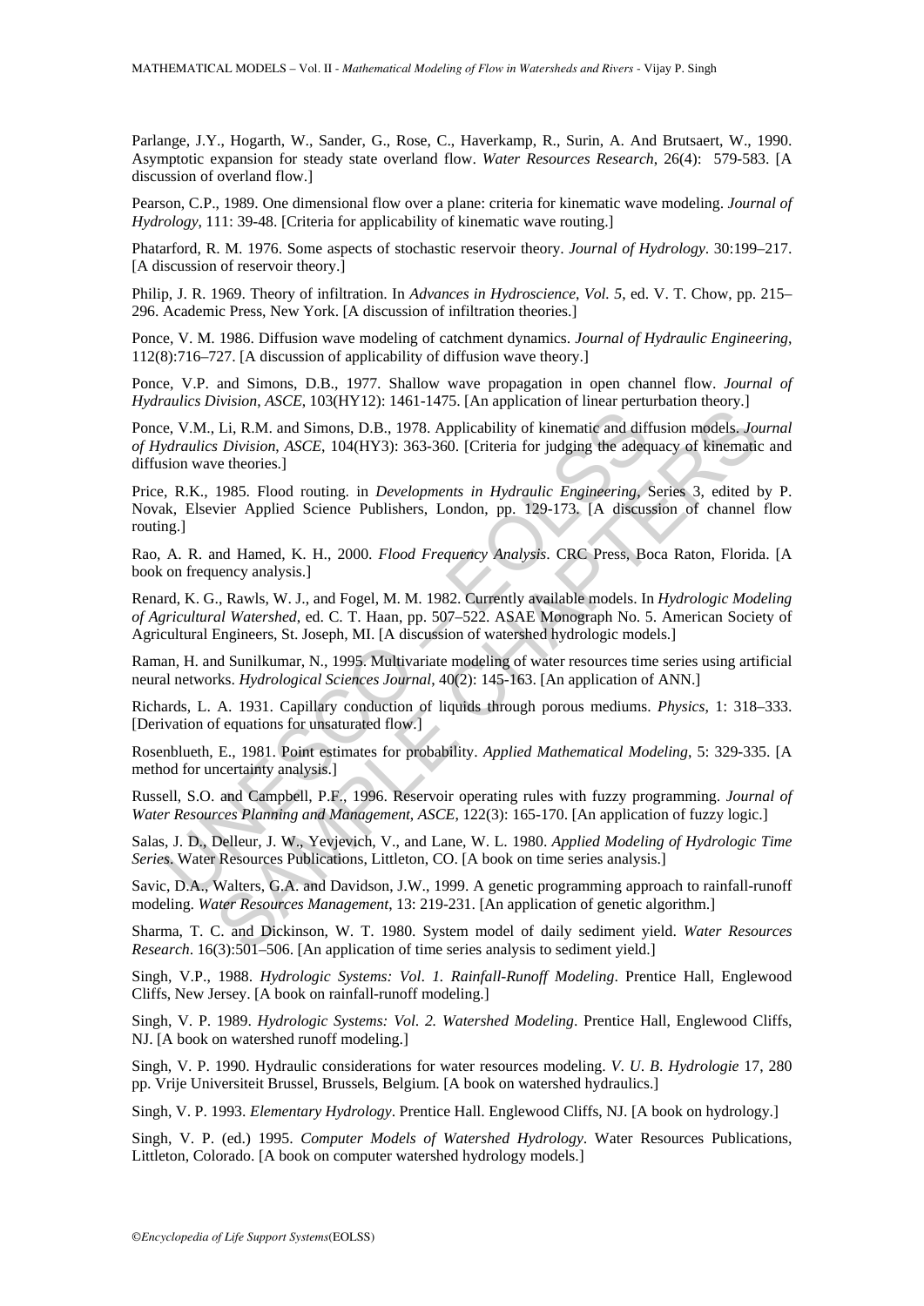Parlange, J.Y., Hogarth, W., Sander, G., Rose, C., Haverkamp, R., Surin, A. And Brutsaert, W., 1990. Asymptotic expansion for steady state overland flow. *Water Resources Research*, 26(4): 579-583. [A discussion of overland flow.]

Pearson, C.P., 1989. One dimensional flow over a plane: criteria for kinematic wave modeling. *Journal of Hydrology*, 111: 39-48. [Criteria for applicability of kinematic wave routing.]

Phatarford, R. M. 1976. Some aspects of stochastic reservoir theory. *Journal of Hydrology*. 30:199–217. [A discussion of reservoir theory.]

Philip, J. R. 1969. Theory of infiltration. In *Advances in Hydroscience, Vol. 5*, ed. V. T. Chow, pp. 215–296. Academic Press, New York. [A discussion of infiltration theories.]

Ponce, V. M. 1986. Diffusion wave modeling of catchment dynamics. *Journal of Hydraulic Engineering*, 112(8):716–727. [A discussion of applicability of diffusion wave theory.]

Ponce, V.P. and Simons, D.B., 1977. Shallow wave propagation in open channel flow. *Journal of Hydraulics Division, ASCE*, 103(HY12): 1461-1475. [An application of linear perturbation theory.]

Ponce, V.M., Li, R.M. and Simons, D.B., 1978. Applicability of kinematic and diffusion models. *Journal of Hydraulics Division, ASCE*, 104(HY3): 363-360. [Criteria for judging the adequacy of kinematic and diffusion wave theories.]

Price, R.K., 1985. Flood routing. in *Developments in Hydraulic Engineering*, Series 3, edited by P. Novak, Elsevier Applied Science Publishers, London, pp. 129-173. [A discussion of channel flow routing.]

Rao, A. R. and Hamed, K. H., 2000. *Flood Frequency Analysis*. CRC Press, Boca Raton, Florida. [A book on frequency analysis.]

Renard, K. G., Rawls, W. J., and Fogel, M. M. 1982. Currently available models. In *Hydrologic Modeling of Agricultural Watershed*, ed. C. T. Haan, pp. 507–522. ASAE Monograph No. 5. American Society of Agricultural Engineers, St. Joseph, MI. [A discussion of watershed hydrologic models.]

Raman, H. and Sunilkumar, N., 1995. Multivariate modeling of water resources time series using artificial neural networks. *Hydrological Sciences Journal*, 40(2): 145-163. [An application of ANN.]

Richards, L. A. 1931. Capillary conduction of liquids through porous mediums. *Physics*, 1: 318–333. [Derivation of equations for unsaturated flow.]

Rosenblueth, E., 1981. Point estimates for probability. *Applied Mathematical Modeling*, 5: 329-335. [A method for uncertainty analysis.]

Russell, S.O. and Campbell, P.F., 1996. Reservoir operating rules with fuzzy programming. *Journal of Water Resources Planning and Management, ASCE*, 122(3): 165-170. [An application of fuzzy logic.]

Salas, J. D., Delleur, J. W., Yevjevich, V., and Lane, W. L. 1980. *Applied Modeling of Hydrologic Time Series*. Water Resources Publications, Littleton, CO. [A book on time series analysis.]

Savic, D.A., Walters, G.A. and Davidson, J.W., 1999. A genetic programming approach to rainfall-runoff modeling. *Water Resources Management*, 13: 219-231. [An application of genetic algorithm.]

Sharma, T. C. and Dickinson, W. T. 1980. System model of daily sediment yield. *Water Resources Research*. 16(3):501–506. [An application of time series analysis to sediment yield.]

Singh, V.P., 1988. *Hydrologic Systems: Vol. 1. Rainfall-Runoff Modeling*. Prentice Hall, Englewood Cliffs, New Jersey. [A book on rainfall-runoff modeling.]

Singh, V. P. 1989. *Hydrologic Systems: Vol. 2. Watershed Modeling*. Prentice Hall, Englewood Cliffs, NJ. [A book on watershed runoff modeling.]

Singh, V. P. 1990. Hydraulic considerations for water resources modeling. *V. U. B. Hydrologie* 17, 280 pp. Vrije Universiteit Brussel, Brussels, Belgium. [A book on watershed hydraulics.]

Singh, V. P. 1993. *Elementary Hydrology*. Prentice Hall. Englewood Cliffs, NJ. [A book on hydrology.]

Singh, V. P. (ed.) 1995. *Computer Models of Watershed Hydrology*. Water Resources Publications, Littleton, Colorado. [A book on computer watershed hydrology models.]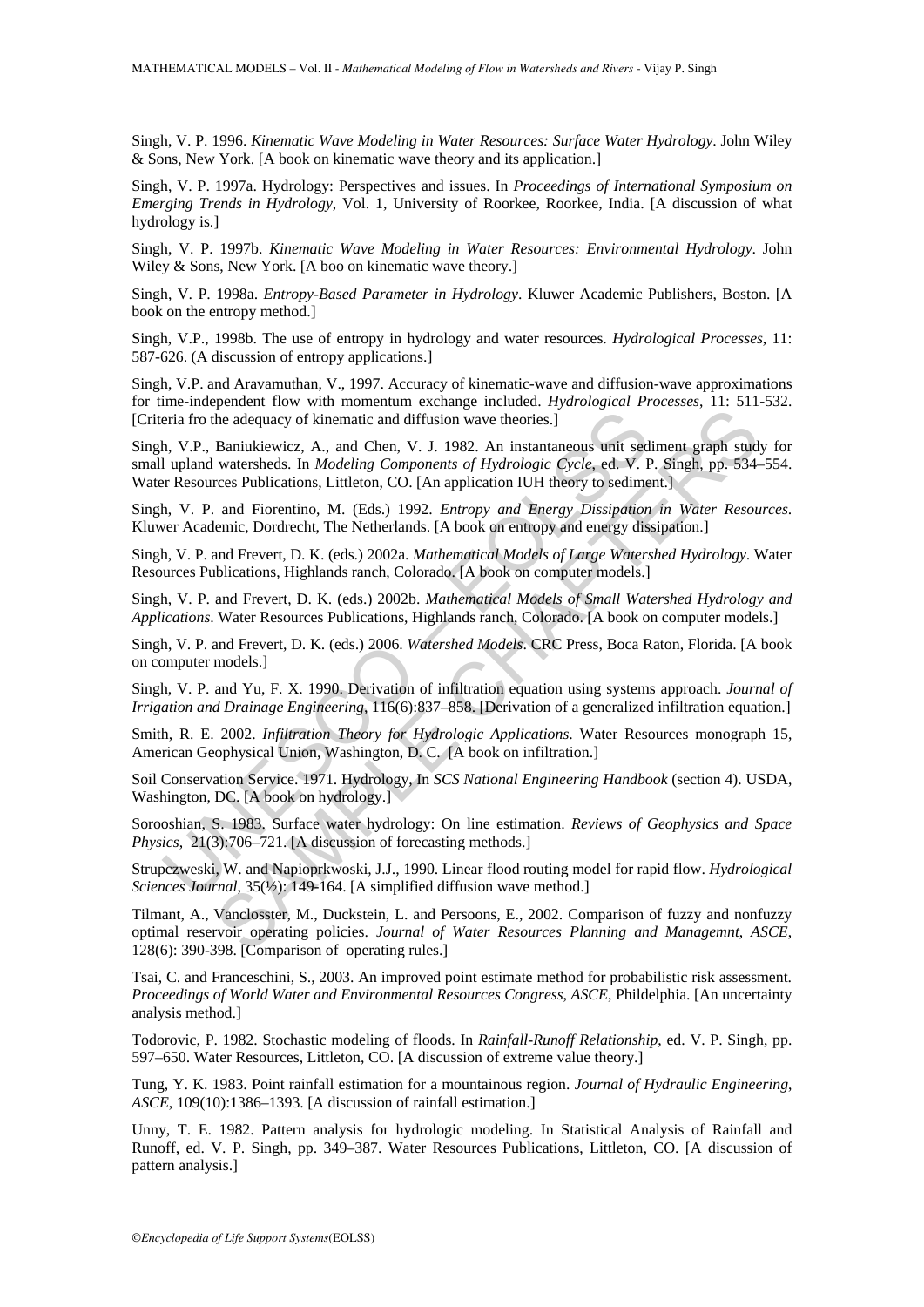Singh, V. P. 1996. *Kinematic Wave Modeling in Water Resources: Surface Water Hydrology*. John Wiley & Sons, New York. [A book on kinematic wave theory and its application.]

Singh, V. P. 1997a. Hydrology: Perspectives and issues. In *Proceedings of International Symposium on Emerging Trends in Hydrology*, Vol. 1, University of Roorkee, Roorkee, India. [A discussion of what hydrology is.]

Singh, V. P. 1997b. *Kinematic Wave Modeling in Water Resources: Environmental Hydrology*. John Wiley & Sons, New York. [A boo on kinematic wave theory.]

Singh, V. P. 1998a. *Entropy-Based Parameter in Hydrology*. Kluwer Academic Publishers, Boston. [A book on the entropy method.]

Singh, V.P., 1998b. The use of entropy in hydrology and water resources. *Hydrological Processes*, 11: 587-626. (A discussion of entropy applications.]

Singh, V.P. and Aravamuthan, V., 1997. Accuracy of kinematic-wave and diffusion-wave approximations for time-independent flow with momentum exchange included. *Hydrological Processes*, 11: 511-532. [Criteria fro the adequacy of kinematic and diffusion wave theories.]

Singh, V.P., Baniukiewicz, A., and Chen, V. J. 1982. An instantaneous unit sediment graph study for small upland watersheds. In *Modeling Components of Hydrologic Cycle*, ed. V. P. Singh, pp. 534–554. Water Resources Publications, Littleton, CO. [An application IUH theory to sediment.]

Singh, V. P. and Fiorentino, M. (Eds.) 1992. *Entropy and Energy Dissipation in Water Resources*. Kluwer Academic, Dordrecht, The Netherlands. [A book on entropy and energy dissipation.]

Singh, V. P. and Frevert, D. K. (eds.) 2002a. *Mathematical Models of Large Watershed Hydrology*. Water Resources Publications, Highlands ranch, Colorado. [A book on computer models.]

Singh, V. P. and Frevert, D. K. (eds.) 2002b. *Mathematical Models of Small Watershed Hydrology and Applications*. Water Resources Publications, Highlands ranch, Colorado. [A book on computer models.]

Singh, V. P. and Frevert, D. K. (eds.) 2006. *Watershed Models*. CRC Press, Boca Raton, Florida. [A book on computer models.]

Singh, V. P. and Yu, F. X. 1990. Derivation of infiltration equation using systems approach. *Journal of Irrigation and Drainage Engineering*, 116(6):837–858. [Derivation of a generalized infiltration equation.]

Smith, R. E. 2002. *Infiltration Theory for Hydrologic Applications*. Water Resources monograph 15, American Geophysical Union, Washington, D. C. [A book on infiltration.]

Soil Conservation Service. 1971. Hydrology, In *SCS National Engineering Handbook* (section 4). USDA, Washington, DC. [A book on hydrology.]

Sorooshian, S. 1983. Surface water hydrology: On line estimation. *Reviews of Geophysics and Space Physics*, 21(3):706–721. [A discussion of forecasting methods.]

Strupczweski, W. and Napioprkwoski, J.J., 1990. Linear flood routing model for rapid flow. *Hydrological Sciences Journal*, 35(½): 149-164. [A simplified diffusion wave method.]

Tilmant, A., Vanclosster, M., Duckstein, L. and Persoons, E., 2002. Comparison of fuzzy and nonfuzzy optimal reservoir operating policies. *Journal of Water Resources Planning and Managemnt, ASCE*, 128(6): 390-398. [Comparison of operating rules.]

Tsai, C. and Franceschini, S., 2003. An improved point estimate method for probabilistic risk assessment. *Proceedings of World Water and Environmental Resources Congress, ASCE*, Phildelphia. [An uncertainty analysis method.]

Todorovic, P. 1982. Stochastic modeling of floods. In *Rainfall-Runoff Relationship*, ed. V. P. Singh, pp. 597–650. Water Resources, Littleton, CO. [A discussion of extreme value theory.]

Tung, Y. K. 1983. Point rainfall estimation for a mountainous region. *Journal of Hydraulic Engineering, ASCE*, 109(10):1386–1393. [A discussion of rainfall estimation.]

Unny, T. E. 1982. Pattern analysis for hydrologic modeling. In Statistical Analysis of Rainfall and Runoff, ed. V. P. Singh, pp. 349–387. Water Resources Publications, Littleton, CO. [A discussion of pattern analysis.]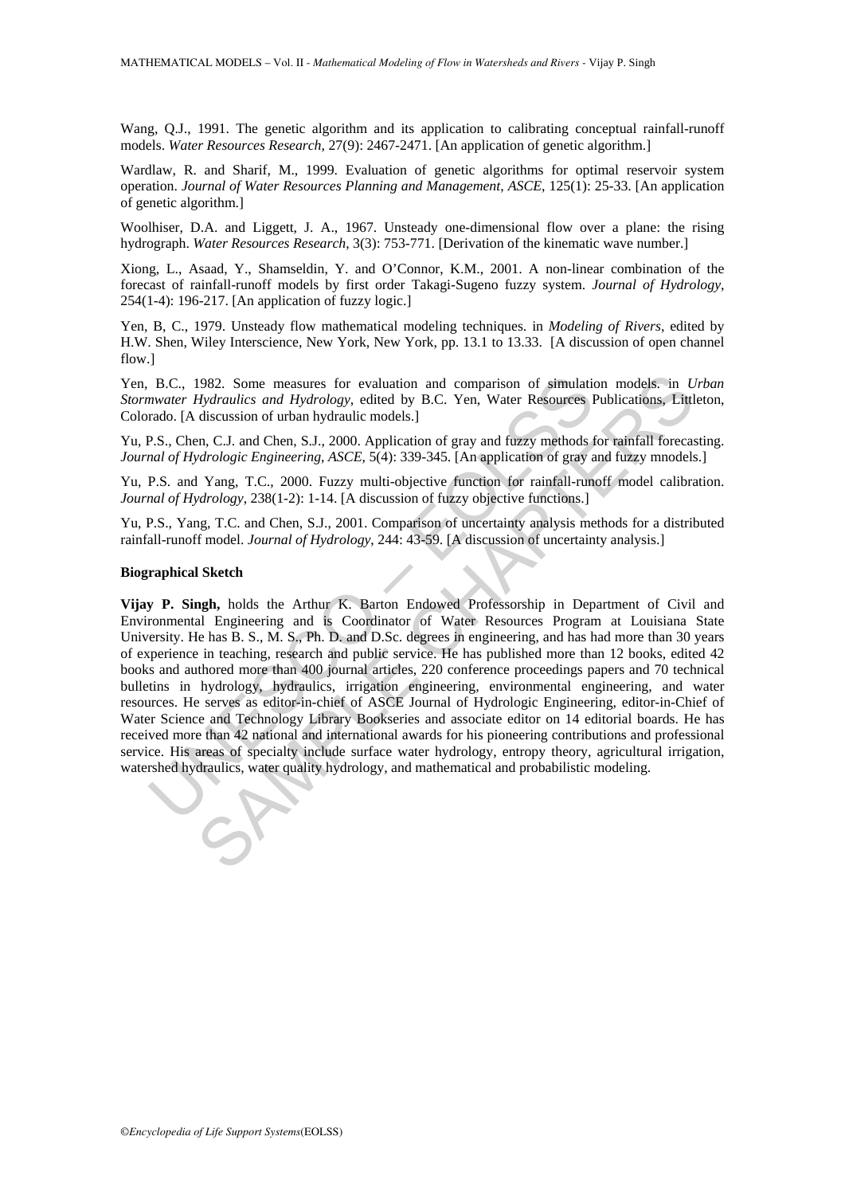Wang, Q.J., 1991. The genetic algorithm and its application to calibrating conceptual rainfall-runoff models. *Water Resources Research*, 27(9): 2467-2471. [An application of genetic algorithm.]

Wardlaw, R. and Sharif, M., 1999. Evaluation of genetic algorithms for optimal reservoir system operation. *Journal of Water Resources Planning and Management, ASCE*, 125(1): 25-33. [An application of genetic algorithm.]

Woolhiser, D.A. and Liggett, J. A., 1967. Unsteady one-dimensional flow over a plane: the rising hydrograph. *Water Resources Research*, 3(3): 753-771. [Derivation of the kinematic wave number.]

Xiong, L., Asaad, Y., Shamseldin, Y. and O'Connor, K.M., 2001. A non-linear combination of the forecast of rainfall-runoff models by first order Takagi-Sugeno fuzzy system. *Journal of Hydrology*, 254(1-4): 196-217. [An application of fuzzy logic.]

Yen, B, C., 1979. Unsteady flow mathematical modeling techniques. in *Modeling of Rivers*, edited by H.W. Shen, Wiley Interscience, New York, New York, pp. 13.1 to 13.33. [A discussion of open channel flow.]

Yen, B.C., 1982. Some measures for evaluation and comparison of simulation models. in *Urban Stormwater Hydraulics and Hydrology*, edited by B.C. Yen, Water Resources Publications, Littleton, Colorado. [A discussion of urban hydraulic models.]

Yu, P.S., Chen, C.J. and Chen, S.J., 2000. Application of gray and fuzzy methods for rainfall forecasting. *Journal of Hydrologic Engineering, ASCE*, 5(4): 339-345. [An application of gray and fuzzy mnodels.]

Yu, P.S. and Yang, T.C., 2000. Fuzzy multi-objective function for rainfall-runoff model calibration. *Journal of Hydrology*, 238(1-2): 1-14. [A discussion of fuzzy objective functions.]

Yu, P.S., Yang, T.C. and Chen, S.J., 2001. Comparison of uncertainty analysis methods for a distributed rainfall-runoff model. *Journal of Hydrology*, 244: 43-59. [A discussion of uncertainty analysis.]

**Biographical Sketch**

**Vijay P. Singh,** holds the Arthur K. Barton Endowed Professorship in Department of Civil and Environmental Engineering and is Coordinator of Water Resources Program at Louisiana State University. He has B. S., M. S., Ph. D. and D.Sc. degrees in engineering, and has had more than 30 years of experience in teaching, research and public service. He has published more than 12 books, edited 42 books and authored more than 400 journal articles, 220 conference proceedings papers and 70 technical bulletins in hydrology, hydraulics, irrigation engineering, environmental engineering, and water resources. He serves as editor-in-chief of ASCE Journal of Hydrologic Engineering, editor-in-Chief of Water Science and Technology Library Bookseries and associate editor on 14 editorial boards. He has received more than 42 national and international awards for his pioneering contributions and professional service. His areas of specialty include surface water hydrology, entropy theory, agricultural irrigation, watershed hydraulics, water quality hydrology, and mathematical and probabilistic modeling.